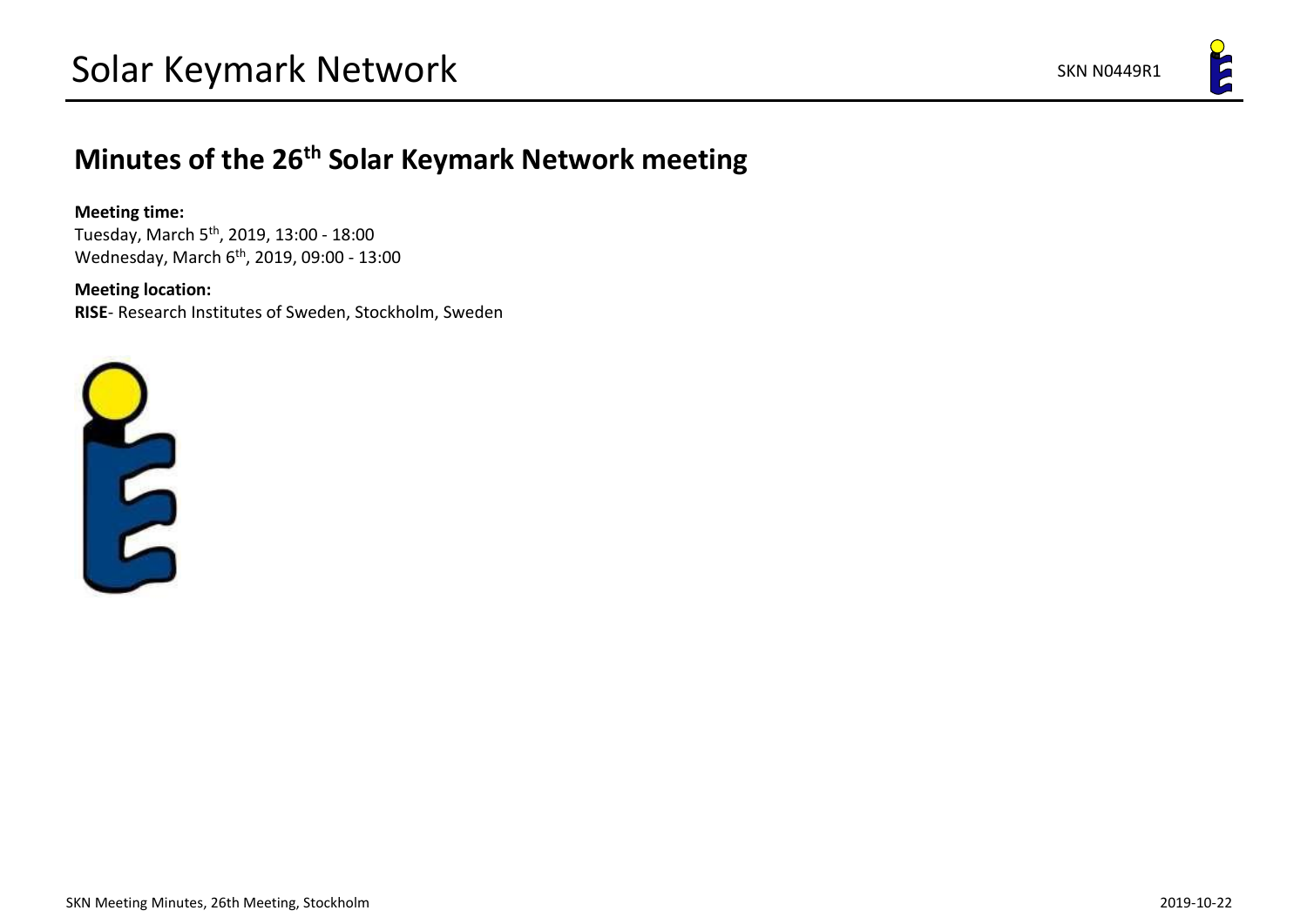# Minutes of the 26th Solar Keymark Network meeting

**Meeting time:**
Tuesday, March 5th, 2019, 13:00 - 18:00
Wednesday, March 6th, 2019, 09:00 - 13:00

**Meeting location:**
**RISE**- Research Institutes of Sweden, Stockholm, Sweden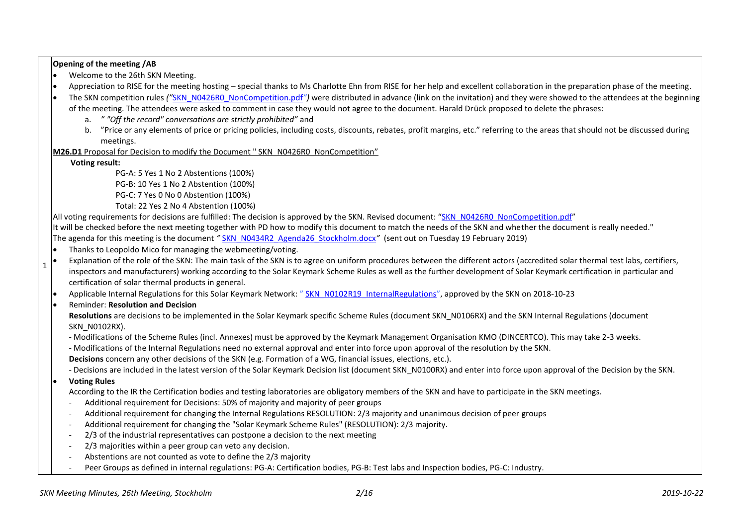| | |
|---|---|
| 1 | **Opening of the meeting /AB** |

**Opening of the meeting /AB**

- Welcome to the 26th SKN Meeting.
- Appreciation to RISE for the meeting hosting – special thanks to Ms Charlotte Ehn from RISE for her help and excellent collaboration in the preparation phase of the meeting.
- The SKN competition rules *("SKN_N0426R0_NonCompetition.pdf")* were distributed in advance (link on the invitation) and they were showed to the attendees at the beginning of the meeting. The attendees were asked to comment in case they would not agree to the document. Harald Drück proposed to delete the phrases:
  a. *" "Off the record" conversations are strictly prohibited"* and
  b. "Price or any elements of price or pricing policies, including costs, discounts, rebates, profit margins, etc." referring to the areas that should not be discussed during meetings.

**M26.D1** Proposal for Decision to modify the Document " SKN_N0426R0_NonCompetition"

**Voting result:**

PG-A: 5 Yes 1 No 2 Abstentions (100%)
PG-B: 10 Yes 1 No 2 Abstention (100%)
PG-C: 7 Yes 0 No 0 Abstention (100%)
Total: 22 Yes 2 No 4 Abstention (100%)

All voting requirements for decisions are fulfilled: The decision is approved by the SKN. Revised document: "SKN_N0426R0_NonCompetition.pdf"
It will be checked before the next meeting together with PD how to modify this document to match the needs of the SKN and whether the document is really needed."
The agenda for this meeting is the document *"* SKN_N0434R2_Agenda26_Stockholm.docx*"* (sent out on Tuesday 19 February 2019)

- Thanks to Leopoldo Mico for managing the webmeeting/voting.
- Explanation of the role of the SKN: The main task of the SKN is to agree on uniform procedures between the different actors (accredited solar thermal test labs, certifiers, inspectors and manufacturers) working according to the Solar Keymark Scheme Rules as well as the further development of Solar Keymark certification in particular and certification of solar thermal products in general.
- Applicable Internal Regulations for this Solar Keymark Network: " SKN_N0102R19_InternalRegulations", approved by the SKN on 2018-10-23
- Reminder: **Resolution and Decision**
  **Resolutions** are decisions to be implemented in the Solar Keymark specific Scheme Rules (document SKN_N0106RX) and the SKN Internal Regulations (document SKN_N0102RX).
  - Modifications of the Scheme Rules (incl. Annexes) must be approved by the Keymark Management Organisation KMO (DINCERTCO). This may take 2-3 weeks.
  - Modifications of the Internal Regulations need no external approval and enter into force upon approval of the resolution by the SKN.
  **Decisions** concern any other decisions of the SKN (e.g. Formation of a WG, financial issues, elections, etc.).
  - Decisions are included in the latest version of the Solar Keymark Decision list (document SKN_N0100RX) and enter into force upon approval of the Decision by the SKN.
- **Voting Rules**
  According to the IR the Certification bodies and testing laboratories are obligatory members of the SKN and have to participate in the SKN meetings.
  - Additional requirement for Decisions: 50% of majority and majority of peer groups
  - Additional requirement for changing the Internal Regulations RESOLUTION: 2/3 majority and unanimous decision of peer groups
  - Additional requirement for changing the "Solar Keymark Scheme Rules" (RESOLUTION): 2/3 majority.
  - 2/3 of the industrial representatives can postpone a decision to the next meeting
  - 2/3 majorities within a peer group can veto any decision.
  - Abstentions are not counted as vote to define the 2/3 majority
  - Peer Groups as defined in internal regulations: PG-A: Certification bodies, PG-B: Test labs and Inspection bodies, PG-C: Industry.

**1 — Opening of the meeting /AB**

- Welcome to the 26th SKN Meeting.
- Appreciation to RISE for the meeting hosting – special thanks to Ms Charlotte Ehn from RISE for her help and excellent collaboration in the preparation phase of the meeting.
- The SKN competition rules *("SKN_N0426R0_NonCompetition.pdf")* were distributed in advance (link on the invitation) and they were showed to the attendees at the beginning of the meeting. The attendees were asked to comment in case they would not agree to the document. Harald Drück proposed to delete the phrases:
  a. *" "Off the record" conversations are strictly prohibited"* and
  b. "Price or any elements of price or pricing policies, including costs, discounts, rebates, profit margins, etc." referring to the areas that should not be discussed during meetings.

**M26.D1** Proposal for Decision to modify the Document " SKN_N0426R0_NonCompetition"

**Voting result:**

PG-A: 5 Yes 1 No 2 Abstentions (100%)
PG-B: 10 Yes 1 No 2 Abstention (100%)
PG-C: 7 Yes 0 No 0 Abstention (100%)
Total: 22 Yes 2 No 4 Abstention (100%)

All voting requirements for decisions are fulfilled: The decision is approved by the SKN. Revised document: "SKN_N0426R0_NonCompetition.pdf"
It will be checked before the next meeting together with PD how to modify this document to match the needs of the SKN and whether the document is really needed."
The agenda for this meeting is the document *"* SKN_N0434R2_Agenda26_Stockholm.docx*"* (sent out on Tuesday 19 February 2019)

- Thanks to Leopoldo Mico for managing the webmeeting/voting.
- Explanation of the role of the SKN: The main task of the SKN is to agree on uniform procedures between the different actors (accredited solar thermal test labs, certifiers, inspectors and manufacturers) working according to the Solar Keymark Scheme Rules as well as the further development of Solar Keymark certification in particular and certification of solar thermal products in general.
- Applicable Internal Regulations for this Solar Keymark Network: " SKN_N0102R19_InternalRegulations", approved by the SKN on 2018-10-23
- Reminder: **Resolution and Decision**
  **Resolutions** are decisions to be implemented in the Solar Keymark specific Scheme Rules (document SKN_N0106RX) and the SKN Internal Regulations (document SKN_N0102RX).
  - Modifications of the Scheme Rules (incl. Annexes) must be approved by the Keymark Management Organisation KMO (DINCERTCO). This may take 2-3 weeks.
  - Modifications of the Internal Regulations need no external approval and enter into force upon approval of the resolution by the SKN.
  **Decisions** concern any other decisions of the SKN (e.g. Formation of a WG, financial issues, elections, etc.).
  - Decisions are included in the latest version of the Solar Keymark Decision list (document SKN_N0100RX) and enter into force upon approval of the Decision by the SKN.
- **Voting Rules**
  According to the IR the Certification bodies and testing laboratories are obligatory members of the SKN and have to participate in the SKN meetings.
  - Additional requirement for Decisions: 50% of majority and majority of peer groups
  - Additional requirement for changing the Internal Regulations RESOLUTION: 2/3 majority and unanimous decision of peer groups
  - Additional requirement for changing the "Solar Keymark Scheme Rules" (RESOLUTION): 2/3 majority.
  - 2/3 of the industrial representatives can postpone a decision to the next meeting
  - 2/3 majorities within a peer group can veto any decision.
  - Abstentions are not counted as vote to define the 2/3 majority
  - Peer Groups as defined in internal regulations: PG-A: Certification bodies, PG-B: Test labs and Inspection bodies, PG-C: Industry.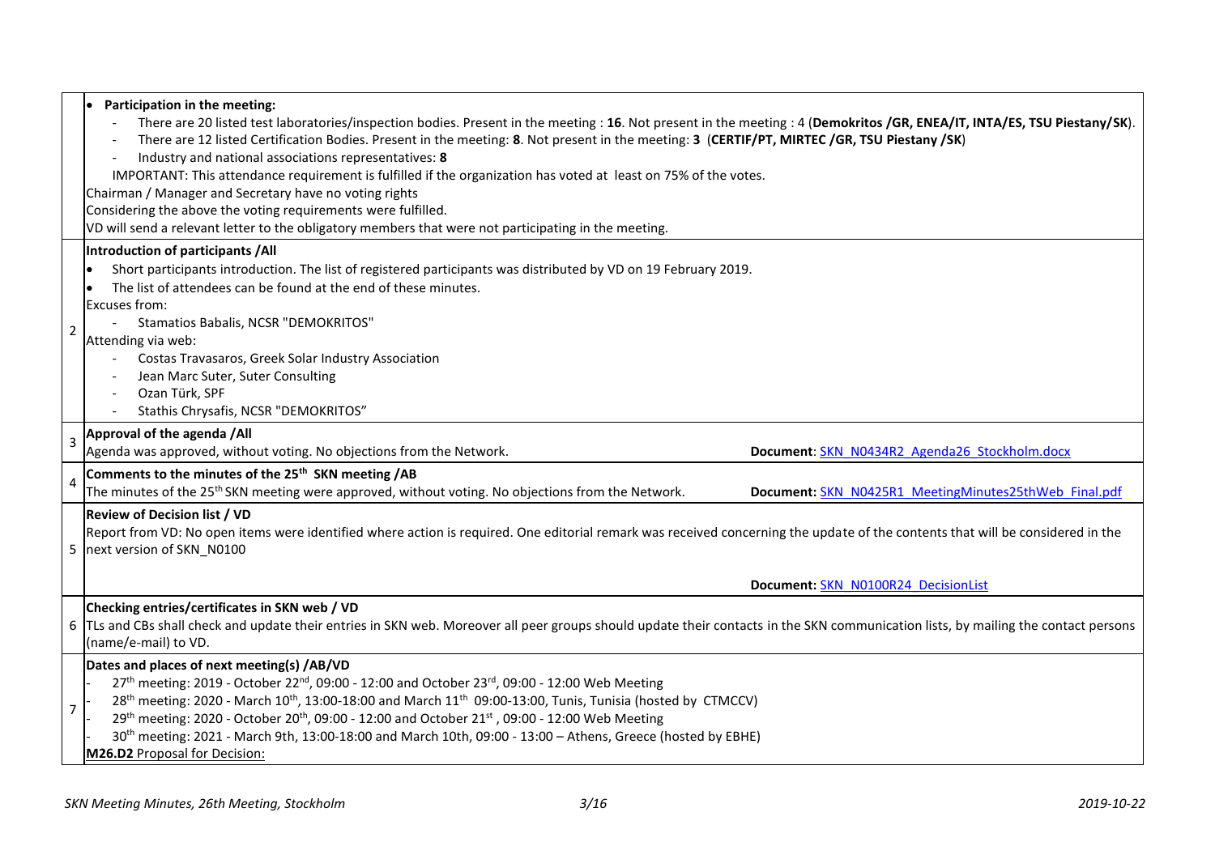| | |
|---|---|
| | • **Participation in the meeting:**<br>- There are 20 listed test laboratories/inspection bodies. Present in the meeting : **16**. Not present in the meeting : 4 (**Demokritos /GR, ENEA/IT, INTA/ES, TSU Piestany/SK**).<br>- There are 12 listed Certification Bodies. Present in the meeting: **8**. Not present in the meeting: **3** (**CERTIF/PT, MIRTEC /GR, TSU Piestany /SK**)<br>- Industry and national associations representatives: **8**<br>IMPORTANT: This attendance requirement is fulfilled if the organization has voted at least on 75% of the votes.<br>Chairman / Manager and Secretary have no voting rights<br>Considering the above the voting requirements were fulfilled.<br>VD will send a relevant letter to the obligatory members that were not participating in the meeting. |
| 2 | **Introduction of participants /All**<br>• Short participants introduction. The list of registered participants was distributed by VD on 19 February 2019.<br>• The list of attendees can be found at the end of these minutes.<br>Excuses from:<br>- Stamatios Babalis, NCSR "DEMOKRITOS"<br>Attending via web:<br>- Costas Travasaros, Greek Solar Industry Association<br>- Jean Marc Suter, Suter Consulting<br>- Ozan Türk, SPF<br>- Stathis Chrysafis, NCSR "DEMOKRITOS" |
| 3 | **Approval of the agenda /All**<br>Agenda was approved, without voting. No objections from the Network. **Document**: SKN_N0434R2_Agenda26_Stockholm.docx |
| 4 | **Comments to the minutes of the 25th SKN meeting /AB**<br>The minutes of the 25th SKN meeting were approved, without voting. No objections from the Network. **Document:** SKN_N0425R1_MeetingMinutes25thWeb_Final.pdf |
| 5 | **Review of Decision list / VD**<br>Report from VD: No open items were identified where action is required. One editorial remark was received concerning the update of the contents that will be considered in the next version of SKN_N0100<br>**Document:** SKN_N0100R24_DecisionList |
| 6 | **Checking entries/certificates in SKN web / VD**<br>TLs and CBs shall check and update their entries in SKN web. Moreover all peer groups should update their contacts in the SKN communication lists, by mailing the contact persons (name/e-mail) to VD. |
| 7 | **Dates and places of next meeting(s) /AB/VD**<br>- 27th meeting: 2019 - October 22nd, 09:00 - 12:00 and October 23rd, 09:00 - 12:00 Web Meeting<br>- 28th meeting: 2020 - March 10th, 13:00-18:00 and March 11th 09:00-13:00, Tunis, Tunisia (hosted by CTMCCV)<br>- 29th meeting: 2020 - October 20th, 09:00 - 12:00 and October 21st , 09:00 - 12:00 Web Meeting<br>- 30th meeting: 2021 - March 9th, 13:00-18:00 and March 10th, 09:00 - 13:00 – Athens, Greece (hosted by EBHE)<br>**M26.D2** Proposal for Decision: |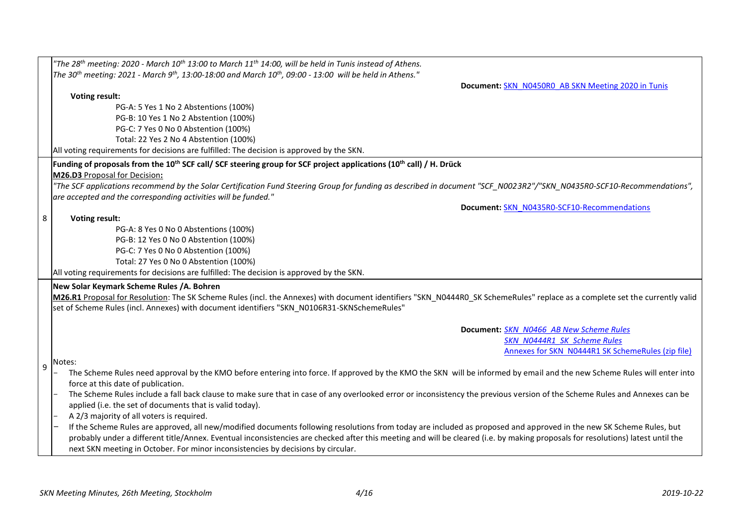| | |
|---|---|
| | *"The 28th meeting: 2020 - March 10th 13:00 to March 11th 14:00, will be held in Tunis instead of Athens.*<br>*The 30th meeting: 2021 - March 9th, 13:00-18:00 and March 10th, 09:00 - 13:00 will be held in Athens."*<br>**Document:** SKN_N0450R0_AB SKN Meeting 2020 in Tunis<br>**Voting result:**<br>PG-A: 5 Yes 1 No 2 Abstentions (100%)<br>PG-B: 10 Yes 1 No 2 Abstention (100%)<br>PG-C: 7 Yes 0 No 0 Abstention (100%)<br>Total: 22 Yes 2 No 4 Abstention (100%)<br>All voting requirements for decisions are fulfilled: The decision is approved by the SKN. |
| 8 | **Funding of proposals from the 10th SCF call/ SCF steering group for SCF project applications (10th call) / H. Drück**<br>**M26.D3** Proposal for Decision**:**<br>*"The SCF applications recommend by the Solar Certification Fund Steering Group for funding as described in document "SCF_N0023R2"/"SKN_N0435R0-SCF10-Recommendations", are accepted and the corresponding activities will be funded."*<br>**Document:** SKN_N0435R0-SCF10-Recommendations<br>**Voting result:**<br>PG-A: 8 Yes 0 No 0 Abstentions (100%)<br>PG-B: 12 Yes 0 No 0 Abstention (100%)<br>PG-C: 7 Yes 0 No 0 Abstention (100%)<br>Total: 27 Yes 0 No 0 Abstention (100%)<br>All voting requirements for decisions are fulfilled: The decision is approved by the SKN. |
| 9 | **New Solar Keymark Scheme Rules /A. Bohren**<br>**M26.R1** Proposal for Resolution: The SK Scheme Rules (incl. the Annexes) with document identifiers "SKN_N0444R0_SK SchemeRules" replace as a complete set the currently valid set of Scheme Rules (incl. Annexes) with document identifiers "SKN_N0106R31-SKNSchemeRules"<br>**Document:** *SKN_N0466_AB New Scheme Rules*<br>*SKN_N0444R1_SK_Scheme Rules*<br>Annexes for SKN_N0444R1 SK SchemeRules (zip file)<br>Notes:<br>- The Scheme Rules need approval by the KMO before entering into force. If approved by the KMO the SKN will be informed by email and the new Scheme Rules will enter into force at this date of publication.<br>- The Scheme Rules include a fall back clause to make sure that in case of any overlooked error or inconsistency the previous version of the Scheme Rules and Annexes can be applied (i.e. the set of documents that is valid today).<br>- A 2/3 majority of all voters is required.<br>- If the Scheme Rules are approved, all new/modified documents following resolutions from today are included as proposed and approved in the new SK Scheme Rules, but probably under a different title/Annex. Eventual inconsistencies are checked after this meeting and will be cleared (i.e. by making proposals for resolutions) latest until the next SKN meeting in October. For minor inconsistencies by decisions by circular. |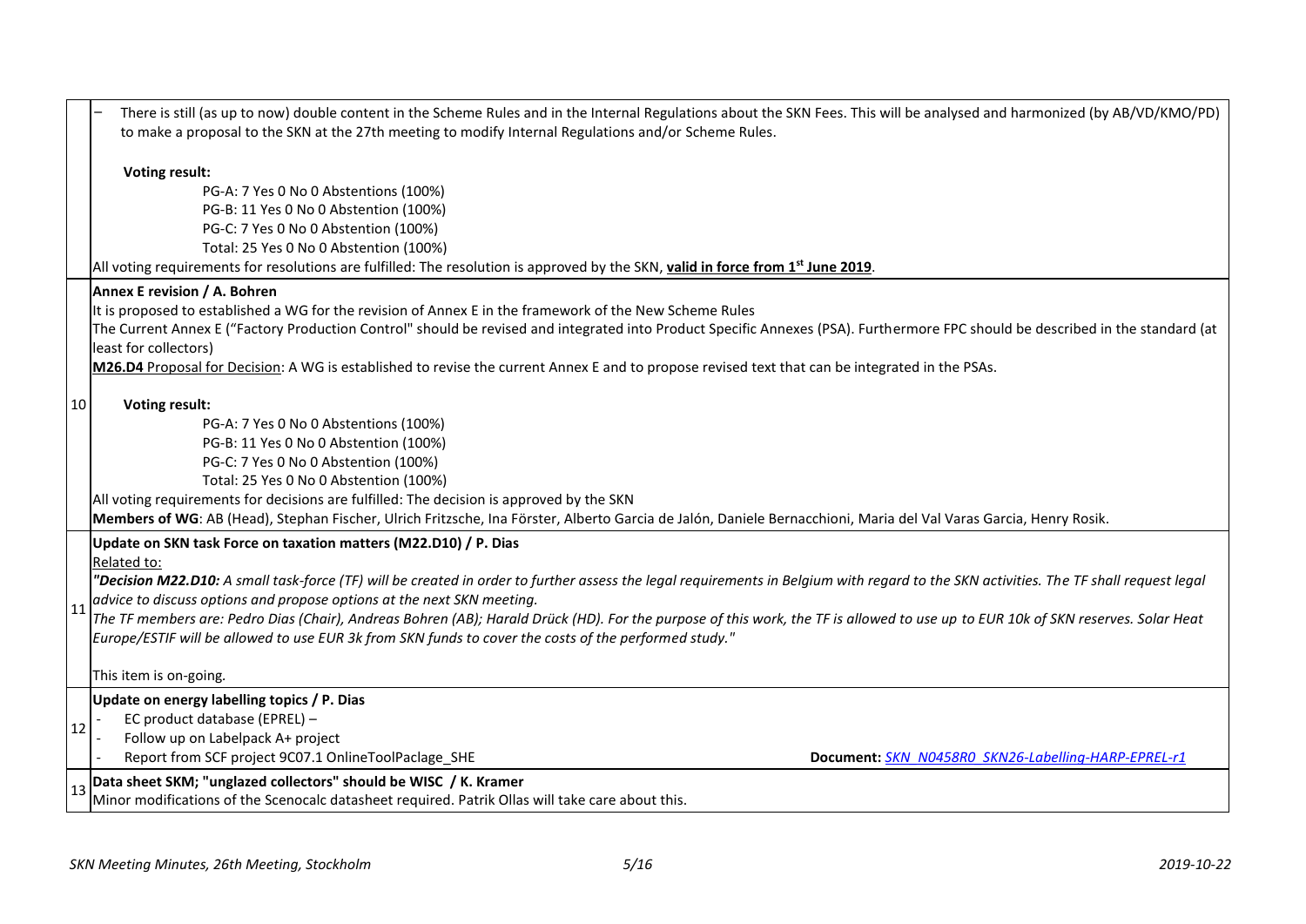| | |
|---|---|
| | – There is still (as up to now) double content in the Scheme Rules and in the Internal Regulations about the SKN Fees. This will be analysed and harmonized (by AB/VD/KMO/PD) to make a proposal to the SKN at the 27th meeting to modify Internal Regulations and/or Scheme Rules.<br><br>**Voting result:**<br>PG-A: 7 Yes 0 No 0 Abstentions (100%)<br>PG-B: 11 Yes 0 No 0 Abstention (100%)<br>PG-C: 7 Yes 0 No 0 Abstention (100%)<br>Total: 25 Yes 0 No 0 Abstention (100%)<br>All voting requirements for resolutions are fulfilled: The resolution is approved by the SKN, **valid in force from 1st June 2019**. |
| 10 | **Annex E revision / A. Bohren**<br>It is proposed to established a WG for the revision of Annex E in the framework of the New Scheme Rules<br>The Current Annex E ("Factory Production Control" should be revised and integrated into Product Specific Annexes (PSA). Furthermore FPC should be described in the standard (at least for collectors)<br>**M26.D4** Proposal for Decision: A WG is established to revise the current Annex E and to propose revised text that can be integrated in the PSAs.<br><br>**Voting result:**<br>PG-A: 7 Yes 0 No 0 Abstentions (100%)<br>PG-B: 11 Yes 0 No 0 Abstention (100%)<br>PG-C: 7 Yes 0 No 0 Abstention (100%)<br>Total: 25 Yes 0 No 0 Abstention (100%)<br>All voting requirements for decisions are fulfilled: The decision is approved by the SKN<br>**Members of WG**: AB (Head), Stephan Fischer, Ulrich Fritzsche, Ina Förster, Alberto Garcia de Jalón, Daniele Bernacchioni, Maria del Val Varas Garcia, Henry Rosik. |
| 11 | **Update on SKN task Force on taxation matters (M22.D10) / P. Dias**<br>Related to:<br>*"**Decision M22.D10:** A small task-force (TF) will be created in order to further assess the legal requirements in Belgium with regard to the SKN activities. The TF shall request legal advice to discuss options and propose options at the next SKN meeting.*<br>*The TF members are: Pedro Dias (Chair), Andreas Bohren (AB); Harald Drück (HD). For the purpose of this work, the TF is allowed to use up to EUR 10k of SKN reserves. Solar Heat Europe/ESTIF will be allowed to use EUR 3k from SKN funds to cover the costs of the performed study."*<br><br>This item is on-going. |
| 12 | **Update on energy labelling topics / P. Dias**<br>- EC product database (EPREL) –<br>- Follow up on Labelpack A+ project<br>- Report from SCF project 9C07.1 OnlineToolPaclage_SHE **Document:** *SKN_N0458R0_SKN26-Labelling-HARP-EPREL-r1* |
| 13 | **Data sheet SKM; "unglazed collectors" should be WISC / K. Kramer**<br>Minor modifications of the Scenocalc datasheet required. Patrik Ollas will take care about this. |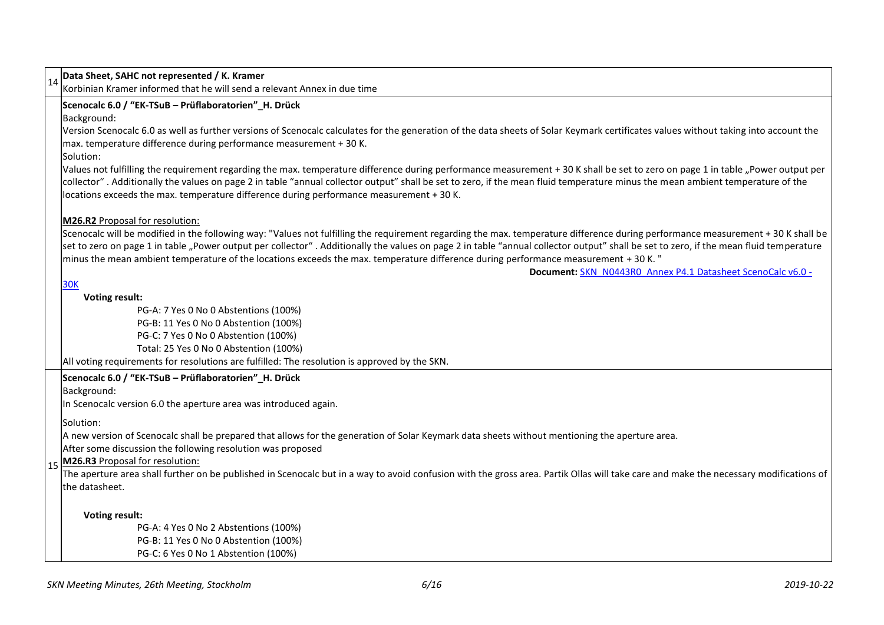| | |
|---|---|
| 14 | **Data Sheet, SAHC not represented / K. Kramer**<br>Korbinian Kramer informed that he will send a relevant Annex in due time |
| | **Scenocalc 6.0 / "EK-TSuB – Prüflaboratorien"_H. Drück**<br>Background:<br>Version Scenocalc 6.0 as well as further versions of Scenocalc calculates for the generation of the data sheets of Solar Keymark certificates values without taking into account the max. temperature difference during performance measurement + 30 K.<br>Solution:<br>Values not fulfilling the requirement regarding the max. temperature difference during performance measurement + 30 K shall be set to zero on page 1 in table „Power output per collector" . Additionally the values on page 2 in table "annual collector output" shall be set to zero, if the mean fluid temperature minus the mean ambient temperature of the locations exceeds the max. temperature difference during performance measurement + 30 K.<br><br>**M26.R2** Proposal for resolution:<br>Scenocalc will be modified in the following way: "Values not fulfilling the requirement regarding the max. temperature difference during performance measurement + 30 K shall be set to zero on page 1 in table „Power output per collector" . Additionally the values on page 2 in table "annual collector output" shall be set to zero, if the mean fluid temperature minus the mean ambient temperature of the locations exceeds the max. temperature difference during performance measurement + 30 K. "<br>**Document:** SKN_N0443R0_Annex P4.1 Datasheet ScenoCalc v6.0 - 30K<br>**Voting result:**<br>PG-A: 7 Yes 0 No 0 Abstentions (100%)<br>PG-B: 11 Yes 0 No 0 Abstention (100%)<br>PG-C: 7 Yes 0 No 0 Abstention (100%)<br>Total: 25 Yes 0 No 0 Abstention (100%)<br>All voting requirements for resolutions are fulfilled: The resolution is approved by the SKN. |
| 15 | **Scenocalc 6.0 / "EK-TSuB – Prüflaboratorien"_H. Drück**<br>Background:<br>In Scenocalc version 6.0 the aperture area was introduced again.<br><br>Solution:<br>A new version of Scenocalc shall be prepared that allows for the generation of Solar Keymark data sheets without mentioning the aperture area.<br>After some discussion the following resolution was proposed<br>**M26.R3** Proposal for resolution:<br>The aperture area shall further on be published in Scenocalc but in a way to avoid confusion with the gross area. Partik Ollas will take care and make the necessary modifications of the datasheet.<br><br>**Voting result:**<br>PG-A: 4 Yes 0 No 2 Abstentions (100%)<br>PG-B: 11 Yes 0 No 0 Abstention (100%)<br>PG-C: 6 Yes 0 No 1 Abstention (100%) |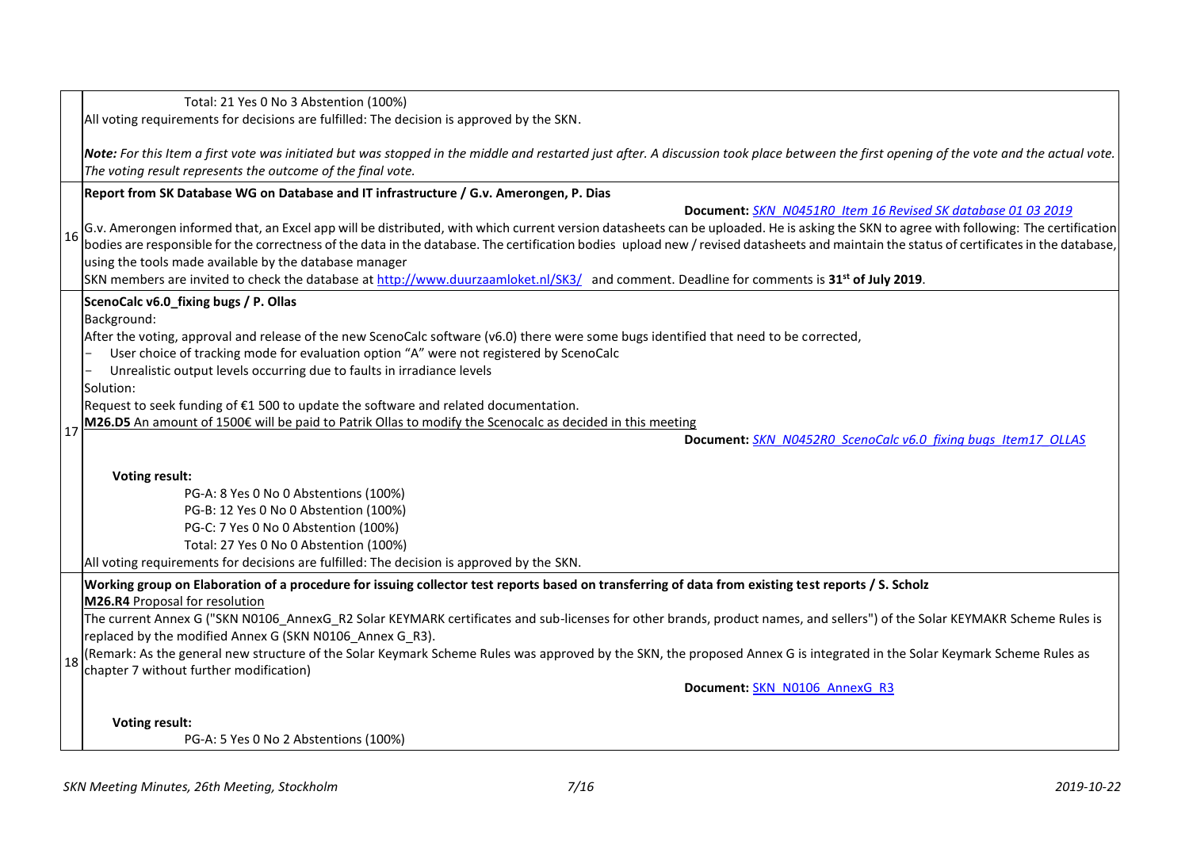|  |  |
|---|---|
|  | Total: 21 Yes 0 No 3 Abstention (100%)<br>All voting requirements for decisions are fulfilled: The decision is approved by the SKN.<br><br>*Note: For this Item a first vote was initiated but was stopped in the middle and restarted just after. A discussion took place between the first opening of the vote and the actual vote. The voting result represents the outcome of the final vote.* |
| 16 | **Report from SK Database WG on Database and IT infrastructure / G.v. Amerongen, P. Dias**<br>**Document:** [SKN_N0451R0_Item 16 Revised SK database 01 03 2019]()<br>G.v. Amerongen informed that, an Excel app will be distributed, with which current version datasheets can be uploaded. He is asking the SKN to agree with following: The certification bodies are responsible for the correctness of the data in the database. The certification bodies upload new / revised datasheets and maintain the status of certificates in the database, using the tools made available by the database manager<br>SKN members are invited to check the database at [http://www.duurzaamloket.nl/SK3/](http://www.duurzaamloket.nl/SK3/) and comment. Deadline for comments is **31st of July 2019**. |
| 17 | **ScenoCalc v6.0_fixing bugs / P. Ollas**<br>Background:<br>After the voting, approval and release of the new ScenoCalc software (v6.0) there were some bugs identified that need to be corrected,<br>- User choice of tracking mode for evaluation option "A" were not registered by ScenoCalc<br>- Unrealistic output levels occurring due to faults in irradiance levels<br>Solution:<br>Request to seek funding of €1 500 to update the software and related documentation.<br><u>**M26.D5** An amount of 1500€ will be paid to Patrik Ollas to modify the Scenocalc as decided in this meeting</u><br>**Document:** [SKN_N0452R0_ScenoCalc v6.0_fixing bugs_Item17_OLLAS]()<br><br>**Voting result:**<br>PG-A: 8 Yes 0 No 0 Abstentions (100%)<br>PG-B: 12 Yes 0 No 0 Abstention (100%)<br>PG-C: 7 Yes 0 No 0 Abstention (100%)<br>Total: 27 Yes 0 No 0 Abstention (100%)<br>All voting requirements for decisions are fulfilled: The decision is approved by the SKN. |
| 18 | **Working group on Elaboration of a procedure for issuing collector test reports based on transferring of data from existing test reports / S. Scholz**<br><u>**M26.R4** Proposal for resolution</u><br>The current Annex G ("SKN N0106_AnnexG_R2 Solar KEYMARK certificates and sub-licenses for other brands, product names, and sellers") of the Solar KEYMAKR Scheme Rules is replaced by the modified Annex G (SKN N0106_Annex G_R3).<br>(Remark: As the general new structure of the Solar Keymark Scheme Rules was approved by the SKN, the proposed Annex G is integrated in the Solar Keymark Scheme Rules as chapter 7 without further modification)<br>**Document:** [SKN_N0106_AnnexG_R3]()<br><br>**Voting result:**<br>PG-A: 5 Yes 0 No 2 Abstentions (100%) |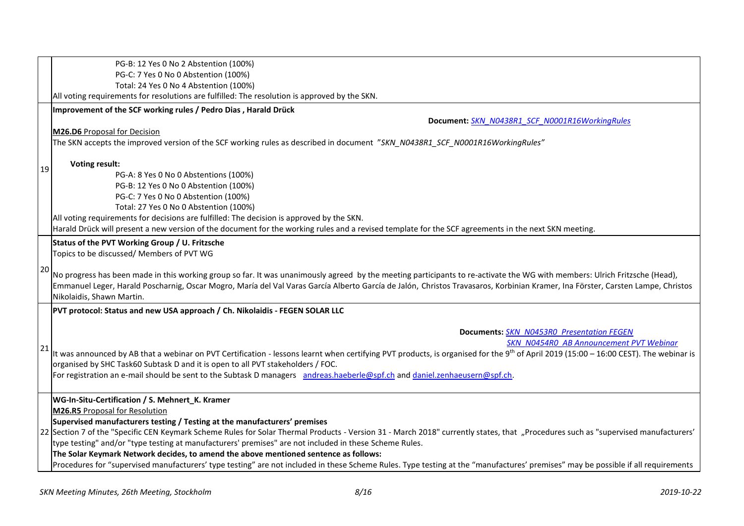| | |
|---|---|
| | PG-B: 12 Yes 0 No 2 Abstention (100%)<br>PG-C: 7 Yes 0 No 0 Abstention (100%)<br>Total: 24 Yes 0 No 4 Abstention (100%)<br>All voting requirements for resolutions are fulfilled: The resolution is approved by the SKN. |
| 19 | **Improvement of the SCF working rules / Pedro Dias , Harald Drück**<br>**Document:** *SKN_N0438R1_SCF_N0001R16WorkingRules*<br>**M26.D6** Proposal for Decision<br>The SKN accepts the improved version of the SCF working rules as described in document *"SKN_N0438R1_SCF_N0001R16WorkingRules"*<br><br>**Voting result:**<br>PG-A: 8 Yes 0 No 0 Abstentions (100%)<br>PG-B: 12 Yes 0 No 0 Abstention (100%)<br>PG-C: 7 Yes 0 No 0 Abstention (100%)<br>Total: 27 Yes 0 No 0 Abstention (100%)<br>All voting requirements for decisions are fulfilled: The decision is approved by the SKN.<br>Harald Drück will present a new version of the document for the working rules and a revised template for the SCF agreements in the next SKN meeting. |
| 20 | **Status of the PVT Working Group / U. Fritzsche**<br>Topics to be discussed/ Members of PVT WG<br><br>No progress has been made in this working group so far. It was unanimously agreed by the meeting participants to re-activate the WG with members: Ulrich Fritzsche (Head), Emmanuel Leger, Harald Poscharnig, Oscar Mogro, María del Val Varas García Alberto García de Jalón, Christos Travasaros, Korbinian Kramer, Ina Förster, Carsten Lampe, Christos Nikolaidis, Shawn Martin. |
| 21 | **PVT protocol: Status and new USA approach / Ch. Nikolaidis - FEGEN SOLAR LLC**<br><br>**Documents:** *SKN_N0453R0_Presentation FEGEN*<br>*SKN_N0454R0_AB Announcement PVT Webinar*<br>It was announced by AB that a webinar on PVT Certification - lessons learnt when certifying PVT products, is organised for the 9th of April 2019 (15:00 – 16:00 CEST). The webinar is organised by SHC Task60 Subtask D and it is open to all PVT stakeholders / FOC.<br>For registration an e-mail should be sent to the Subtask D managers andreas.haeberle@spf.ch and daniel.zenhaeusern@spf.ch. |
| 22 | **WG-In-Situ-Certification / S. Mehnert_K. Kramer**<br>**M26.R5** Proposal for Resolution<br>**Supervised manufacturers testing / Testing at the manufacturers' premises**<br>Section 7 of the "Specific CEN Keymark Scheme Rules for Solar Thermal Products - Version 31 - March 2018" currently states, that „Procedures such as "supervised manufacturers' type testing" and/or "type testing at manufacturers' premises" are not included in these Scheme Rules.<br>**The Solar Keymark Network decides, to amend the above mentioned sentence as follows:**<br>Procedures for "supervised manufacturers' type testing" are not included in these Scheme Rules. Type testing at the "manufactures' premises" may be possible if all requirements |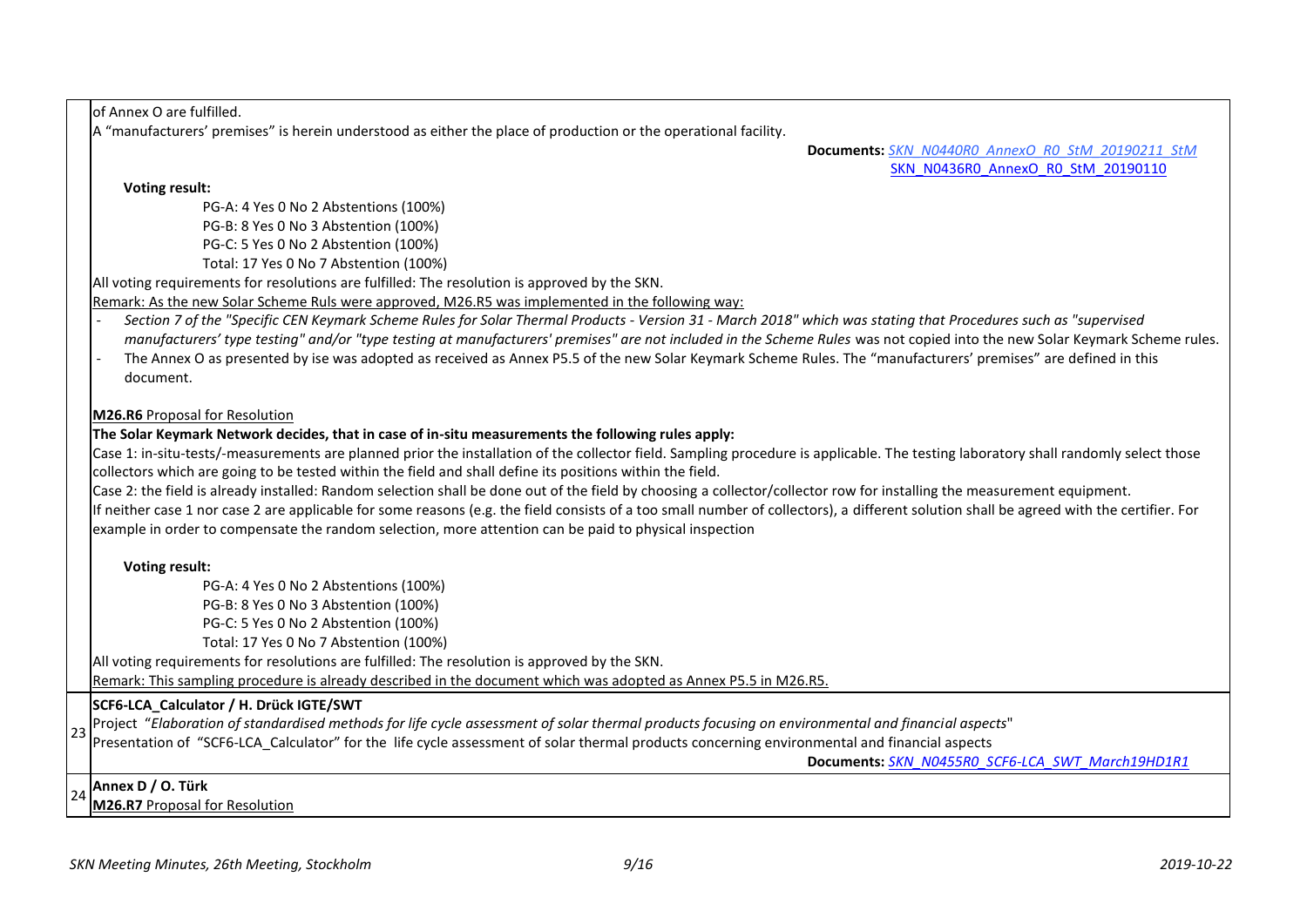of Annex O are fulfilled.
A "manufacturers' premises" is herein understood as either the place of production or the operational facility.

**Documents:** *SKN_N0440R0_AnnexO_R0_StM_20190211_StM*
SKN_N0436R0_AnnexO_R0_StM_20190110

**Voting result:**

PG-A: 4 Yes 0 No 2 Abstentions (100%)
PG-B: 8 Yes 0 No 3 Abstention (100%)
PG-C: 5 Yes 0 No 2 Abstention (100%)
Total: 17 Yes 0 No 7 Abstention (100%)

All voting requirements for resolutions are fulfilled: The resolution is approved by the SKN.

Remark: As the new Solar Scheme Ruls were approved, M26.R5 was implemented in the following way:

- *Section 7 of the "Specific CEN Keymark Scheme Rules for Solar Thermal Products - Version 31 - March 2018" which was stating that Procedures such as "supervised manufacturers' type testing" and/or "type testing at manufacturers' premises" are not included in the Scheme Rules* was not copied into the new Solar Keymark Scheme rules.
- The Annex O as presented by ise was adopted as received as Annex P5.5 of the new Solar Keymark Scheme Rules. The "manufacturers' premises" are defined in this document.

**M26.R6** Proposal for Resolution

**The Solar Keymark Network decides, that in case of in-situ measurements the following rules apply:**

Case 1: in-situ-tests/-measurements are planned prior the installation of the collector field. Sampling procedure is applicable. The testing laboratory shall randomly select those collectors which are going to be tested within the field and shall define its positions within the field.

Case 2: the field is already installed: Random selection shall be done out of the field by choosing a collector/collector row for installing the measurement equipment.

If neither case 1 nor case 2 are applicable for some reasons (e.g. the field consists of a too small number of collectors), a different solution shall be agreed with the certifier. For example in order to compensate the random selection, more attention can be paid to physical inspection

**Voting result:**

PG-A: 4 Yes 0 No 2 Abstentions (100%)
PG-B: 8 Yes 0 No 3 Abstention (100%)
PG-C: 5 Yes 0 No 2 Abstention (100%)
Total: 17 Yes 0 No 7 Abstention (100%)

All voting requirements for resolutions are fulfilled: The resolution is approved by the SKN.

Remark: This sampling procedure is already described in the document which was adopted as Annex P5.5 in M26.R5.

**23 SCF6-LCA_Calculator / H. Drück IGTE/SWT**

Project "*Elaboration of standardised methods for life cycle assessment of solar thermal products focusing on environmental and financial aspects*"
Presentation of "SCF6-LCA_Calculator" for the life cycle assessment of solar thermal products concerning environmental and financial aspects

**Documents:** *SKN_N0455R0_SCF6-LCA_SWT_March19HD1R1*

**24 Annex D / O. Türk**

**M26.R7** Proposal for Resolution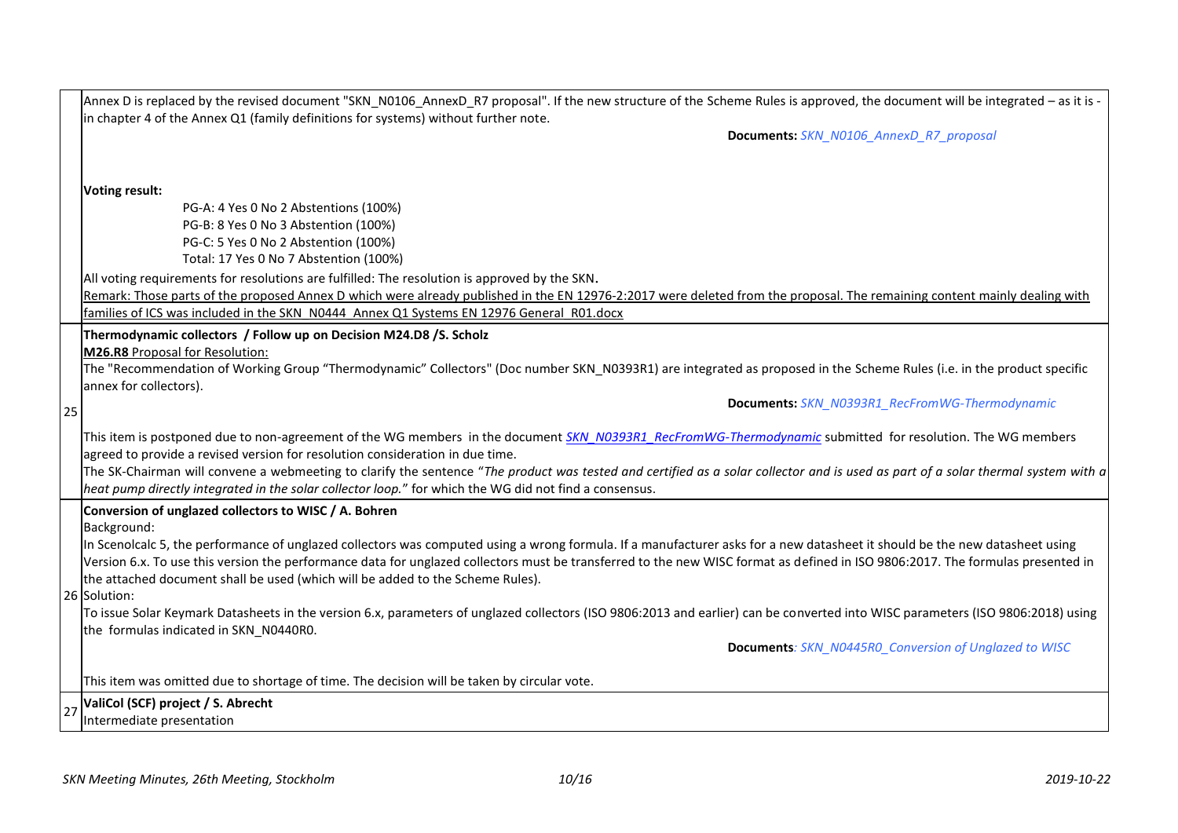| | |
|---|---|
| | Annex D is replaced by the revised document "SKN_N0106_AnnexD_R7 proposal". If the new structure of the Scheme Rules is approved, the document will be integrated – as it is - in chapter 4 of the Annex Q1 (family definitions for systems) without further note.<br><br>**Documents:** *SKN_N0106_AnnexD_R7_proposal*<br><br>**Voting result:**<br>PG-A: 4 Yes 0 No 2 Abstentions (100%)<br>PG-B: 8 Yes 0 No 3 Abstention (100%)<br>PG-C: 5 Yes 0 No 2 Abstention (100%)<br>Total: 17 Yes 0 No 7 Abstention (100%)<br><br>All voting requirements for resolutions are fulfilled: The resolution is approved by the SKN.<br>Remark: Those parts of the proposed Annex D which were already published in the EN 12976-2:2017 were deleted from the proposal. The remaining content mainly dealing with families of ICS was included in the SKN_N0444_Annex Q1 Systems EN 12976 General_R01.docx |
| 25 | **Thermodynamic collectors / Follow up on Decision M24.D8 /S. Scholz**<br>**M26.R8** Proposal for Resolution:<br>The "Recommendation of Working Group "Thermodynamic" Collectors" (Doc number SKN_N0393R1) are integrated as proposed in the Scheme Rules (i.e. in the product specific annex for collectors).<br><br>**Documents:** *SKN_N0393R1_RecFromWG-Thermodynamic*<br><br>This item is postponed due to non-agreement of the WG members in the document *SKN_N0393R1_RecFromWG-Thermodynamic* submitted for resolution. The WG members agreed to provide a revised version for resolution consideration in due time.<br>The SK-Chairman will convene a webmeeting to clarify the sentence "*The product was tested and certified as a solar collector and is used as part of a solar thermal system with a heat pump directly integrated in the solar collector loop.*" for which the WG did not find a consensus. |
| 26 | **Conversion of unglazed collectors to WISC / A. Bohren**<br>Background:<br>In Scenolcalc 5, the performance of unglazed collectors was computed using a wrong formula. If a manufacturer asks for a new datasheet it should be the new datasheet using Version 6.x. To use this version the performance data for unglazed collectors must be transferred to the new WISC format as defined in ISO 9806:2017. The formulas presented in the attached document shall be used (which will be added to the Scheme Rules).<br>Solution:<br>To issue Solar Keymark Datasheets in the version 6.x, parameters of unglazed collectors (ISO 9806:2013 and earlier) can be converted into WISC parameters (ISO 9806:2018) using the formulas indicated in SKN_N0440R0.<br><br>**Documents***: SKN_N0445R0_Conversion of Unglazed to WISC*<br><br>This item was omitted due to shortage of time. The decision will be taken by circular vote. |
| 27 | **ValiCol (SCF) project / S. Abrecht**<br>Intermediate presentation |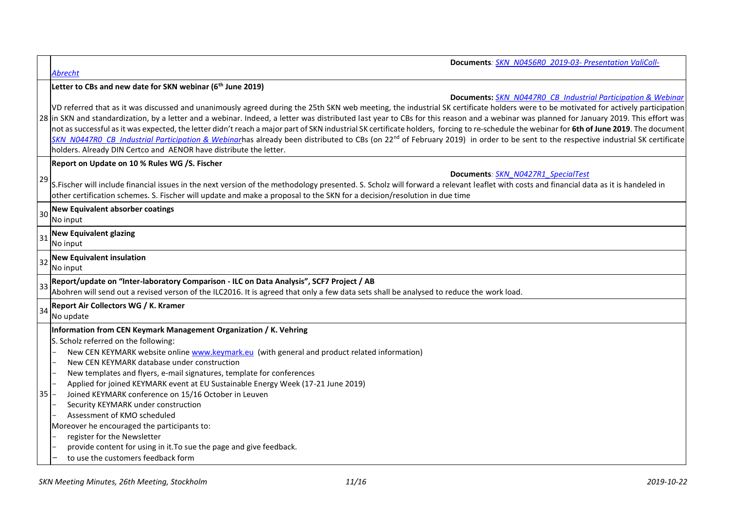| | |
|---|---|
| | **Documents**: *SKN_N0456R0_2019-03- Presentation ValiColl-Abrecht* |
| 28 | **Letter to CBs and new date for SKN webinar (6th June 2019)**<br>**Documents:** *SKN_N0447R0_CB_Industrial Participation & Webinar*<br>VD referred that as it was discussed and unanimously agreed during the 25th SKN web meeting, the industrial SK certificate holders were to be motivated for actively participation in SKN and standardization, by a letter and a webinar. Indeed, a letter was distributed last year to CBs for this reason and a webinar was planned for January 2019. This effort was not as successful as it was expected, the letter didn't reach a major part of SKN industrial SK certificate holders, forcing to re-schedule the webinar for **6th of June 2019**. The document *SKN_N0447R0_CB_Industrial Participation & Webinar*has already been distributed to CBs (on 22nd of February 2019) in order to be sent to the respective industrial SK certificate holders. Already DIN Certco and AENOR have distribute the letter. |
| 29 | **Report on Update on 10 % Rules WG /S. Fischer**<br>**Documents**: *SKN_N0427R1_SpecialTest*<br>S.Fischer will include financial issues in the next version of the methodology presented. S. Scholz will forward a relevant leaflet with costs and financial data as it is handeled in other certification schemes. S. Fischer will update and make a proposal to the SKN for a decision/resolution in due time |
| 30 | **New Equivalent absorber coatings**<br>No input |
| 31 | **New Equivalent glazing**<br>No input |
| 32 | **New Equivalent insulation**<br>No input |
| 33 | **Report/update on "Inter-laboratory Comparison - ILC on Data Analysis", SCF7 Project / AB**<br>Abohren will send out a revised verson of the ILC2016. It is agreed that only a few data sets shall be analysed to reduce the work load. |
| 34 | **Report Air Collectors WG / K. Kramer**<br>No update |
| 35 | **Information from CEN Keymark Management Organization / K. Vehring**<br>S. Scholz referred on the following:<br>– New CEN KEYMARK website online www.keymark.eu (with general and product related information)<br>– New CEN KEYMARK database under construction<br>– New templates and flyers, e-mail signatures, template for conferences<br>– Applied for joined KEYMARK event at EU Sustainable Energy Week (17-21 June 2019)<br>– Joined KEYMARK conference on 15/16 October in Leuven<br>– Security KEYMARK under construction<br>– Assessment of KMO scheduled<br>Moreover he encouraged the participants to:<br>– register for the Newsletter<br>– provide content for using in it.To sue the page and give feedback.<br>– to use the customers feedback form |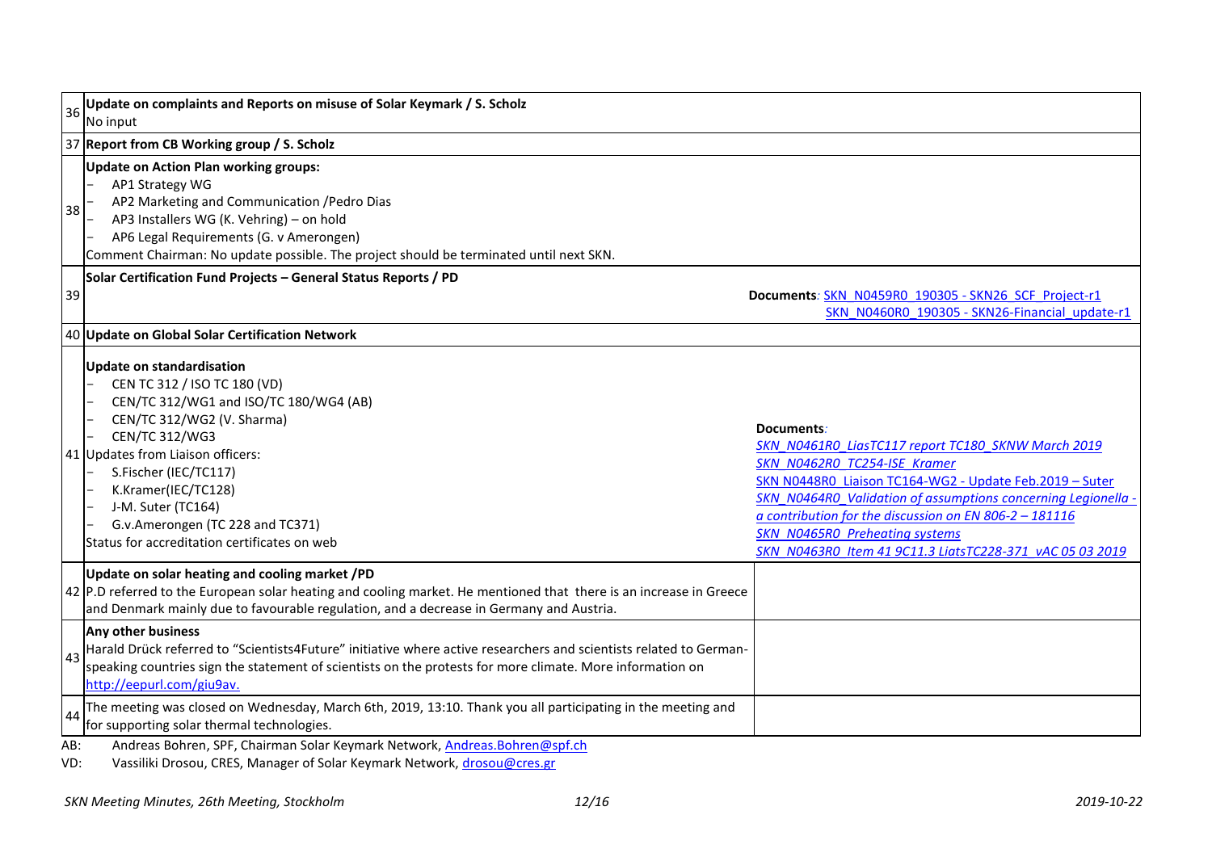| | | |
|---|---|---|
| 36 | **Update on complaints and Reports on misuse of Solar Keymark / S. Scholz**<br>No input | |
| 37 | **Report from CB Working group / S. Scholz** | |
| 38 | **Update on Action Plan working groups:**<br>– AP1 Strategy WG<br>– AP2 Marketing and Communication /Pedro Dias<br>– AP3 Installers WG (K. Vehring) – on hold<br>– AP6 Legal Requirements (G. v Amerongen)<br>Comment Chairman: No update possible. The project should be terminated until next SKN. | |
| 39 | **Solar Certification Fund Projects – General Status Reports / PD** | **Documents***:* SKN_N0459R0_190305 - SKN26_SCF_Project-r1<br>SKN_N0460R0_190305 - SKN26-Financial_update-r1 |
| 40 | **Update on Global Solar Certification Network** | |
| 41 | **Update on standardisation**<br>– CEN TC 312 / ISO TC 180 (VD)<br>– CEN/TC 312/WG1 and ISO/TC 180/WG4 (AB)<br>– CEN/TC 312/WG2 (V. Sharma)<br>– CEN/TC 312/WG3<br>Updates from Liaison officers:<br>– S.Fischer (IEC/TC117)<br>– K.Kramer(IEC/TC128)<br>– J-M. Suter (TC164)<br>– G.v.Amerongen (TC 228 and TC371)<br>Status for accreditation certificates on web | **Documents***:*<br>*SKN_N0461R0_LiasTC117 report TC180_SKNW March 2019*<br>*SKN_N0462R0_TC254-ISE_Kramer*<br>SKN N0448R0_Liaison TC164-WG2 - Update Feb.2019 – Suter<br>*SKN_N0464R0_Validation of assumptions concerning Legionella - a contribution for the discussion on EN 806-2 – 181116*<br>*SKN_N0465R0_Preheating systems*<br>*SKN_N0463R0_Item 41 9C11.3 LiatsTC228-371_vAC 05 03 2019* |
| 42 | **Update on solar heating and cooling market /PD**<br>P.D referred to the European solar heating and cooling market. He mentioned that there is an increase in Greece and Denmark mainly due to favourable regulation, and a decrease in Germany and Austria. | |
| 43 | **Any other business**<br>Harald Drück referred to "Scientists4Future" initiative where active researchers and scientists related to German-speaking countries sign the statement of scientists on the protests for more climate. More information on http://eepurl.com/giu9av. | |
| 44 | The meeting was closed on Wednesday, March 6th, 2019, 13:10. Thank you all participating in the meeting and for supporting solar thermal technologies. | |

AB: Andreas Bohren, SPF, Chairman Solar Keymark Network, Andreas.Bohren@spf.ch

VD: Vassiliki Drosou, CRES, Manager of Solar Keymark Network, drosou@cres.gr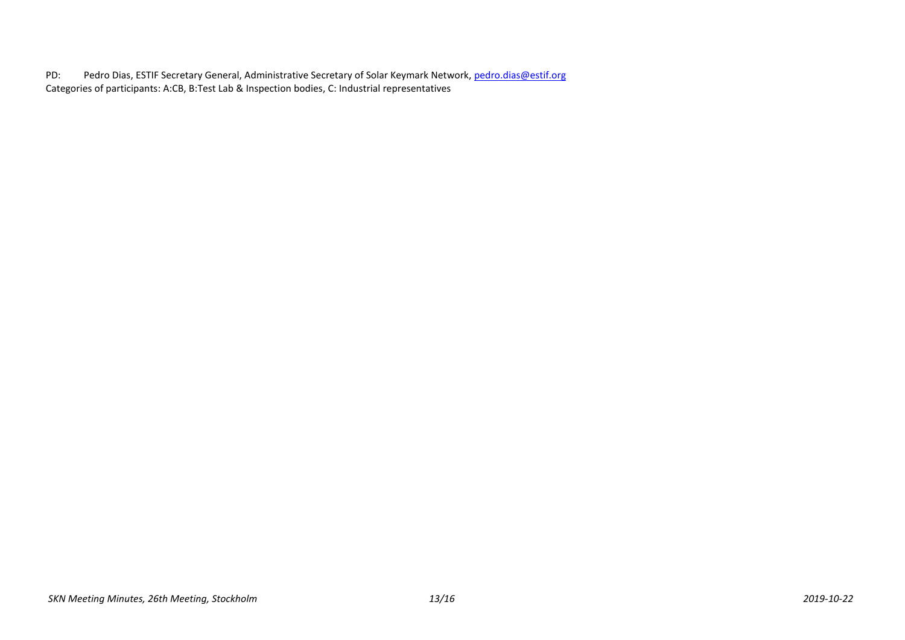PD: Pedro Dias, ESTIF Secretary General, Administrative Secretary of Solar Keymark Network, pedro.dias@estif.org

Categories of participants: A:CB, B:Test Lab & Inspection bodies, C: Industrial representatives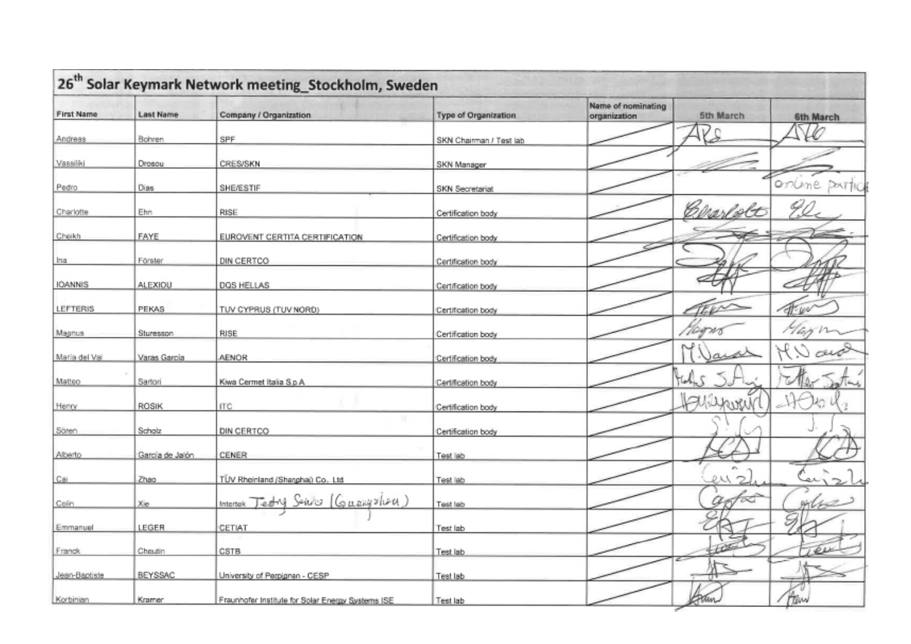# 26th Solar Keymark Network meeting_Stockholm, Sweden

| First Name | Last Name | Company / Organization | Type of Organization | Name of nominating organization | 5th March | 6th March |
|---|---|---|---|---|---|---|
| Andreas | Bohren | SPF | SKN Chairman / Test lab | | [signature] | [signature] |
| Vassiliki | Drosou | CRES/SKN | SKN Manager | | [signature] | [signature] |
| Pedro | Dias | SHE/ESTIF | SKN Secretariat | | | online partic |
| Charlotte | Ehn | RISE | Certification body | | [signature] | [signature] |
| Cheikh | FAYE | EUROVENT CERTITA CERTIFICATION | Certification body | | [signature] | [signature] |
| Ina | Förster | DIN CERTCO | Certification body | | [signature] | [signature] |
| IOANNIS | ALEXIOU | DQS HELLAS | Certification body | | [signature] | [signature] |
| LEFTERIS | PEKAS | TUV CYPRUS (TUV NORD) | Certification body | | [signature] | [signature] |
| Magnus | Sturesson | RISE | Certification body | | [signature] | [signature] |
| Maria del Val | Varas Garcia | AENOR | Certification body | | [signature] | [signature] |
| Matteo | Sartori | Kiwa Cermet Italia S.p.A | Certification body | | [signature] | [signature] |
| Henry | ROSIK | ITC | Certification body | | [signature] | [signature] |
| Sören | Scholz | DIN CERTCO | Certification body | | [signature] | [signature] |
| Alberto | García de Jalón | CENER | Test lab | | [signature] | [signature] |
| Cai | Zhao | TÜV Rheinland (Shanghai) Co., Ltd | Test lab | | [signature] | [signature] |
| Colin | Xie | Intertek Testing Service (Guangzhou) | Test lab | | [signature] | [signature] |
| Emmanuel | LEGER | CETIAT | Test lab | | [signature] | [signature] |
| Franck | Cheutin | CSTB | Test lab | | [signature] | [signature] |
| Jean-Baptiste | BEYSSAC | University of Perpignan - CESP | Test lab | | [signature] | [signature] |
| Korbinian | Kramer | Fraunhofer Institute for Solar Energy Systems ISE | Test lab | | [signature] | [signature] |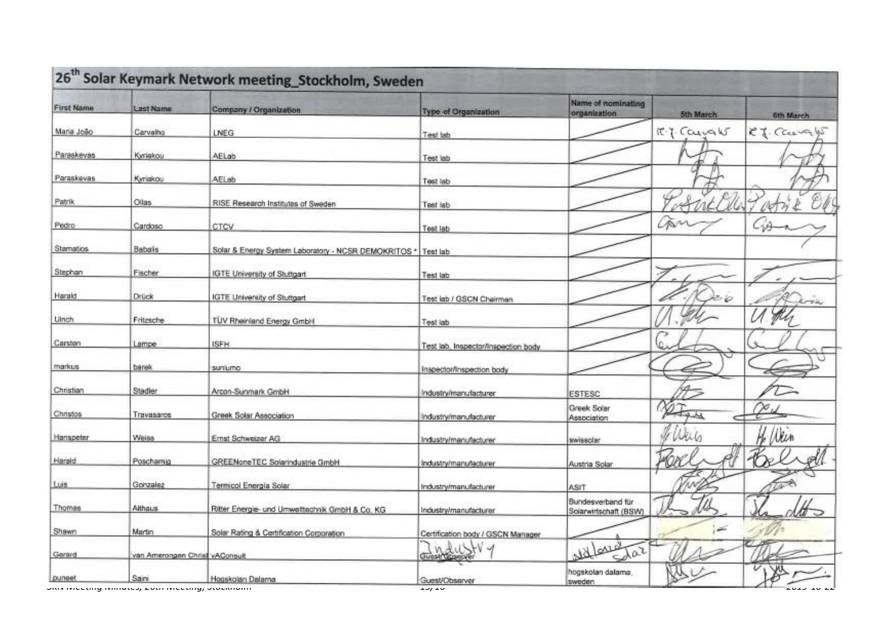## 26[th] Solar Keymark Network meeting_Stockholm, Sweden

| First Name | Last Name | Company / Organization | Type of Organization | Name of nominating organization | 5th March | 6th March |
|---|---|---|---|---|---|---|
| Maria João | Carvalho | LNEG | Test lab | | M.J. Carvalho | M.J. Carvalho |
| Paraskevas | Kyriakou | AELab | Test lab | | | |
| Paraskevas | Kyriakou | AELab | Test lab | | | |
| Patrik | Ollas | RISE Research Institutes of Sweden | Test lab | | Patrik Ollas | Patrik Ollas |
| Pedro | Cardoso | CTCV | Test lab | | | |
| Stamatios | Babalis | Solar & Energy System Laboratory - NCSR DEMOKRITOS * | Test lab | | | |
| Stephan | Fischer | IGTE University of Stuttgart | Test lab | | | |
| Harald | Drück | IGTE University of Stuttgart | Test lab / GSCN Chairman | | | |
| Ulrich | Fritzsche | TÜV Rheinland Energy GmbH | Test lab | | | |
| Carsten | Lampe | ISFH | Test lab, Inspector/Inspection body | | | |
| markus | barek | sunlumo | Inspector/Inspection body | | | |
| Christian | Stadler | Arcon-Sunmark GmbH | Industry/manufacturer | ESTESC | | |
| Christos | Travasaros | Greek Solar Association | Industry/manufacturer | Greek Solar Association | | |
| Hanspeter | Weiss | Ernst Schweizer AG | Industry/manufacturer | swissolar | | H. Weiss |
| Harald | Poschamig | GREENoneTEC Solarindustrie GmbH | Industry/manufacturer | Austria Solar | | |
| Luis | Gonzalez | Termicol Energia Solar | Industry/manufacturer | ASIT | | |
| Thomas | Althaus | Ritter Energie- und Umwelttechnik GmbH & Co. KG | Industry/manufacturer | Bundesverband für Solarwirtschaft (BSW) | | |
| Shawn | Martin | Solar Rating & Certification Corporation | Certification body / GSCN Manager | | | |
| Gerard | van Amerongen Christ | vAConsult | ~~Guest/Observer~~ Industry | Holland Solar | | |
| puneet | Saini | Hogskolan Dalarna | Guest/Observer | hogskolan dalarna, sweden | | |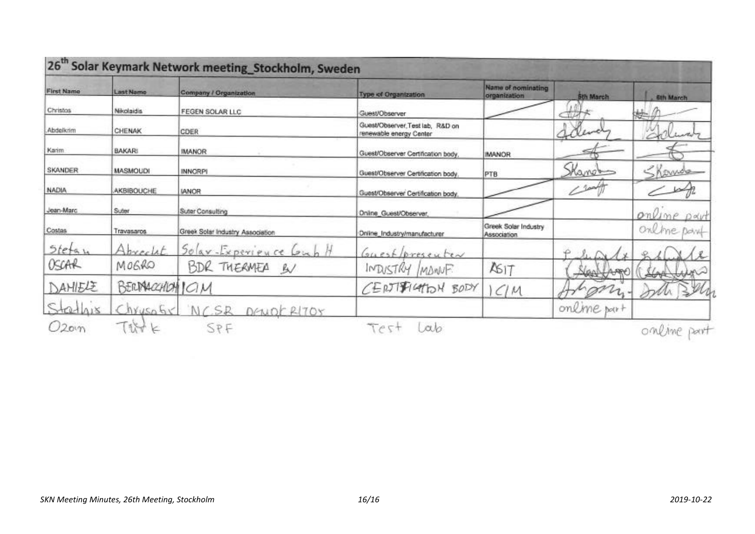## 26th Solar Keymark Network meeting_Stockholm, Sweden

| First Name | Last Name | Company / Organization | Type of Organization | Name of nominating organization | 5th March | 6th March |
|---|---|---|---|---|---|---|
| Christos | Nikolaidis | FEGEN SOLAR LLC | Guest/Observer | | | |
| Abdelkrim | CHENAK | CDER | Guest/Observer, Test lab, R&D on renewable energy Center | | | |
| Karim | BAKARI | IMANOR | Guest/Observer Certification body. | IMANOR | | |
| SKANDER | MASMOUDI | INNORPI | Guest/Observer Certification body. | PTB | | |
| NADIA | AKBIBOUCHE | IANOR | Guest/Observer Certification body. | | | |
| Jean-Marc | Suter | Suter Consulting | Online_Guest/Observer. | | | online part |
| Costas | Travasaros | Greek Solar Industry Association | Online_Industry/manufacturer | Greek Solar Industry Association | | online part |
| Stefan | Abrecht | Solar-Experience GmbH | Guest/presenter | | | |
| OSCAR | MOGRO | BDR THERMEA BV | INDUSTRY/MANUF. | ASIT | | |
| DANIELE | BERNACCHIONI | ICIM | CERTIFICATION BODY | ICIM | | |
| Stathis | Chrysostomou | NCSR DEMOKRITOS | | | online part | |
| Ozan | Türk | SPF | Test Lab | | | online part |